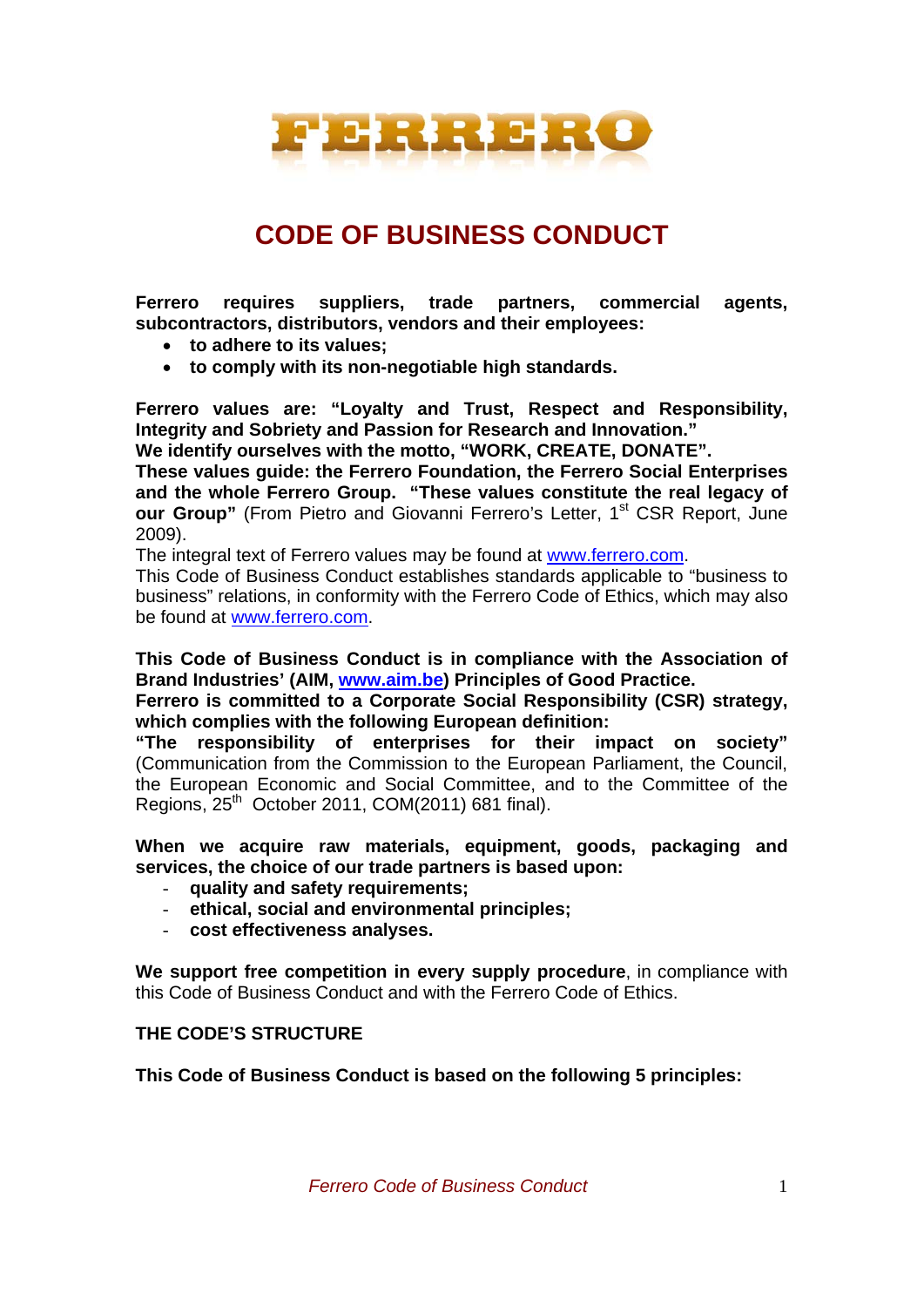FERRERO

# CODE OF BUSINESS CONDUCT

**Ferrero requires suppliers, trade partners, commercial agents, subcontractors, distributors, vendors and their employees:**

- **to adhere to its values;**
- **to comply with its non-negotiable high standards.**

**Ferrero values are: "Loyalty and Trust, Respect and Responsibility, Integrity and Sobriety and Passion for Research and Innovation."**
**We identify ourselves with the motto, "WORK, CREATE, DONATE".**
**These values guide: the Ferrero Foundation, the Ferrero Social Enterprises and the whole Ferrero Group. "These values constitute the real legacy of our Group"** (From Pietro and Giovanni Ferrero's Letter, 1st CSR Report, June 2009).
The integral text of Ferrero values may be found at www.ferrero.com.
This Code of Business Conduct establishes standards applicable to "business to business" relations, in conformity with the Ferrero Code of Ethics, which may also be found at www.ferrero.com.

**This Code of Business Conduct is in compliance with the Association of Brand Industries' (AIM, www.aim.be) Principles of Good Practice.**
**Ferrero is committed to a Corporate Social Responsibility (CSR) strategy, which complies with the following European definition:**
**"The responsibility of enterprises for their impact on society"** (Communication from the Commission to the European Parliament, the Council, the European Economic and Social Committee, and to the Committee of the Regions, 25th October 2011, COM(2011) 681 final).

**When we acquire raw materials, equipment, goods, packaging and services, the choice of our trade partners is based upon:**

- **quality and safety requirements;**
- **ethical, social and environmental principles;**
- **cost effectiveness analyses.**

**We support free competition in every supply procedure**, in compliance with this Code of Business Conduct and with the Ferrero Code of Ethics.

**THE CODE'S STRUCTURE**

**This Code of Business Conduct is based on the following 5 principles:**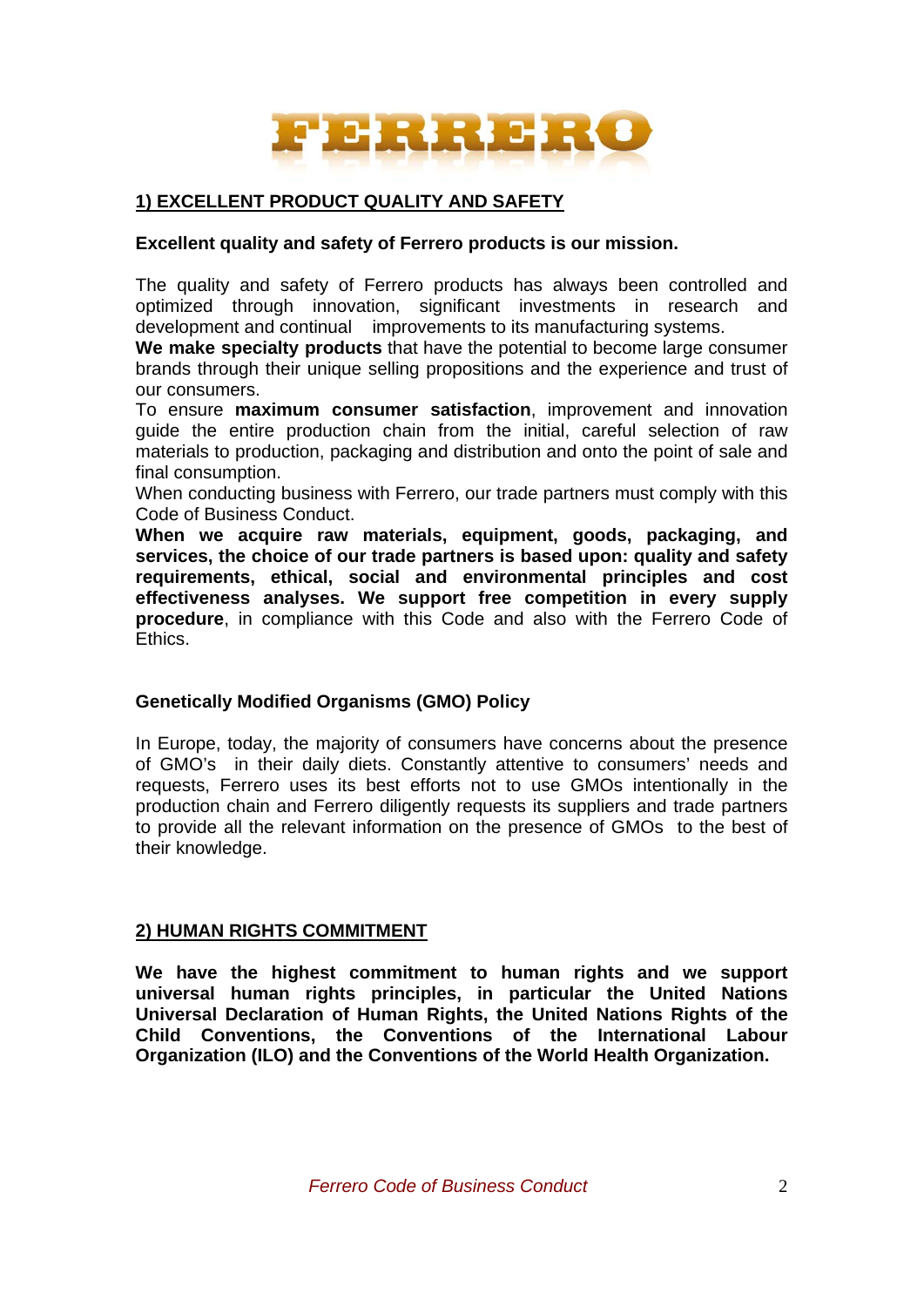FERRERO

## 1) EXCELLENT PRODUCT QUALITY AND SAFETY

**Excellent quality and safety of Ferrero products is our mission.**

The quality and safety of Ferrero products has always been controlled and optimized through innovation, significant investments in research and development and continual improvements to its manufacturing systems.

**We make specialty products** that have the potential to become large consumer brands through their unique selling propositions and the experience and trust of our consumers.

To ensure **maximum consumer satisfaction**, improvement and innovation guide the entire production chain from the initial, careful selection of raw materials to production, packaging and distribution and onto the point of sale and final consumption.

When conducting business with Ferrero, our trade partners must comply with this Code of Business Conduct.

**When we acquire raw materials, equipment, goods, packaging, and services, the choice of our trade partners is based upon: quality and safety requirements, ethical, social and environmental principles and cost effectiveness analyses. We support free competition in every supply procedure**, in compliance with this Code and also with the Ferrero Code of Ethics.

### Genetically Modified Organisms (GMO) Policy

In Europe, today, the majority of consumers have concerns about the presence of GMO's in their daily diets. Constantly attentive to consumers' needs and requests, Ferrero uses its best efforts not to use GMOs intentionally in the production chain and Ferrero diligently requests its suppliers and trade partners to provide all the relevant information on the presence of GMOs to the best of their knowledge.

## 2) HUMAN RIGHTS COMMITMENT

**We have the highest commitment to human rights and we support universal human rights principles, in particular the United Nations Universal Declaration of Human Rights, the United Nations Rights of the Child Conventions, the Conventions of the International Labour Organization (ILO) and the Conventions of the World Health Organization.**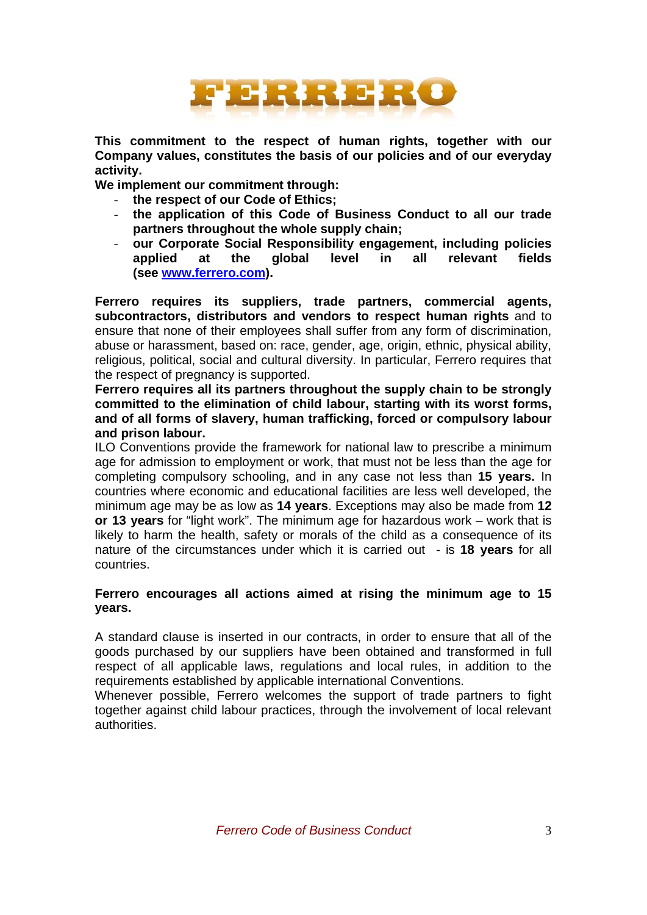**This commitment to the respect of human rights, together with our Company values, constitutes the basis of our policies and of our everyday activity.**

**We implement our commitment through:**

- **the respect of our Code of Ethics;**
- **the application of this Code of Business Conduct to all our trade partners throughout the whole supply chain;**
- **our Corporate Social Responsibility engagement, including policies applied at the global level in all relevant fields (see [www.ferrero.com](http://www.ferrero.com)).**

**Ferrero requires its suppliers, trade partners, commercial agents, subcontractors, distributors and vendors to respect human rights** and to ensure that none of their employees shall suffer from any form of discrimination, abuse or harassment, based on: race, gender, age, origin, ethnic, physical ability, religious, political, social and cultural diversity. In particular, Ferrero requires that the respect of pregnancy is supported.

**Ferrero requires all its partners throughout the supply chain to be strongly committed to the elimination of child labour, starting with its worst forms, and of all forms of slavery, human trafficking, forced or compulsory labour and prison labour.**

ILO Conventions provide the framework for national law to prescribe a minimum age for admission to employment or work, that must not be less than the age for completing compulsory schooling, and in any case not less than **15 years.** In countries where economic and educational facilities are less well developed, the minimum age may be as low as **14 years**. Exceptions may also be made from **12 or 13 years** for "light work". The minimum age for hazardous work – work that is likely to harm the health, safety or morals of the child as a consequence of its nature of the circumstances under which it is carried out - is **18 years** for all countries.

**Ferrero encourages all actions aimed at rising the minimum age to 15 years.**

A standard clause is inserted in our contracts, in order to ensure that all of the goods purchased by our suppliers have been obtained and transformed in full respect of all applicable laws, regulations and local rules, in addition to the requirements established by applicable international Conventions.

Whenever possible, Ferrero welcomes the support of trade partners to fight together against child labour practices, through the involvement of local relevant authorities.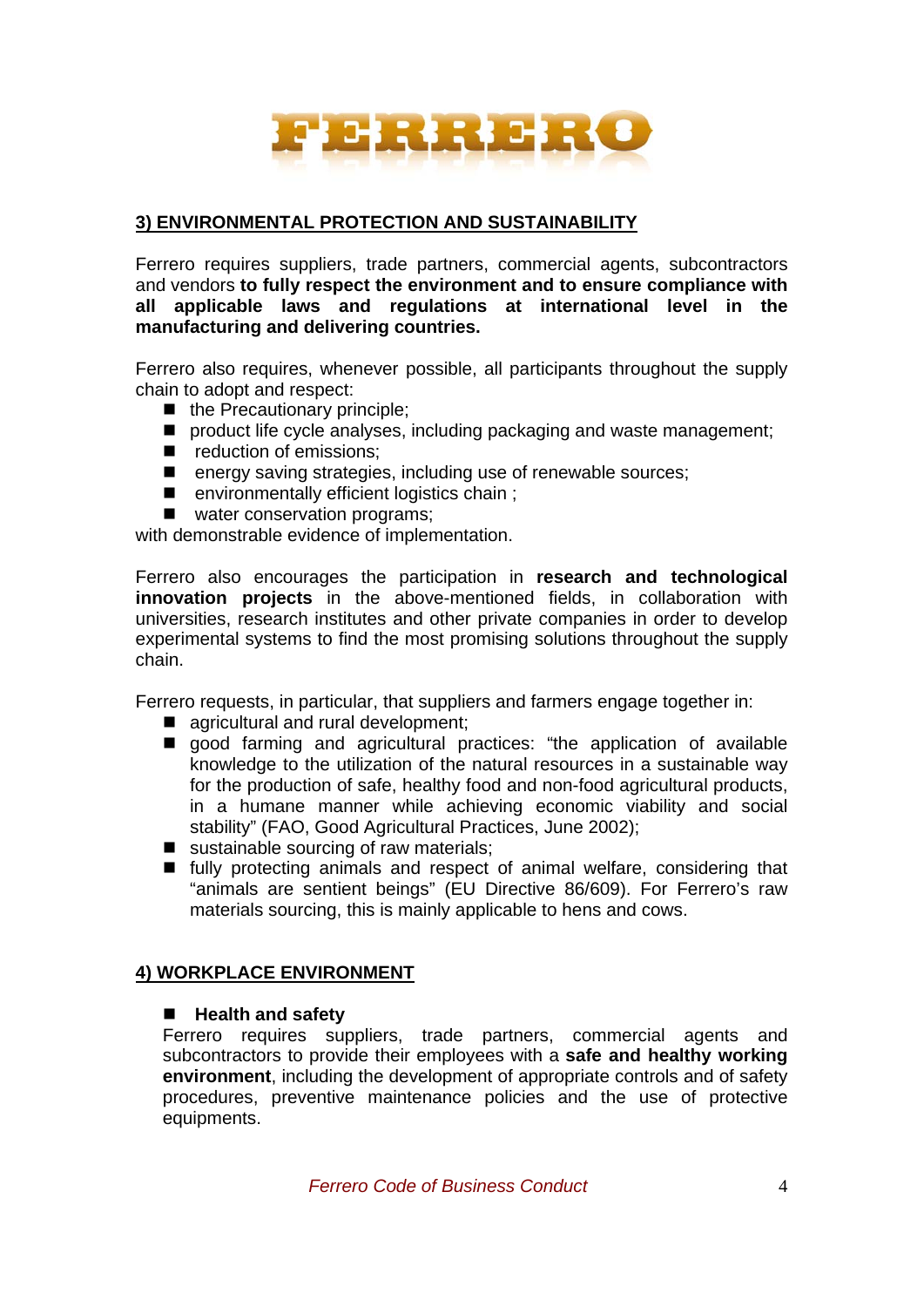## 3) ENVIRONMENTAL PROTECTION AND SUSTAINABILITY

Ferrero requires suppliers, trade partners, commercial agents, subcontractors and vendors **to fully respect the environment and to ensure compliance with all applicable laws and regulations at international level in the manufacturing and delivering countries.**

Ferrero also requires, whenever possible, all participants throughout the supply chain to adopt and respect:

- the Precautionary principle;
- product life cycle analyses, including packaging and waste management;
- reduction of emissions;
- energy saving strategies, including use of renewable sources;
- environmentally efficient logistics chain ;
- water conservation programs;

with demonstrable evidence of implementation.

Ferrero also encourages the participation in **research and technological innovation projects** in the above-mentioned fields, in collaboration with universities, research institutes and other private companies in order to develop experimental systems to find the most promising solutions throughout the supply chain.

Ferrero requests, in particular, that suppliers and farmers engage together in:

- agricultural and rural development;
- good farming and agricultural practices: "the application of available knowledge to the utilization of the natural resources in a sustainable way for the production of safe, healthy food and non-food agricultural products, in a humane manner while achieving economic viability and social stability" (FAO, Good Agricultural Practices, June 2002);
- sustainable sourcing of raw materials;
- fully protecting animals and respect of animal welfare, considering that "animals are sentient beings" (EU Directive 86/609). For Ferrero's raw materials sourcing, this is mainly applicable to hens and cows.

## 4) WORKPLACE ENVIRONMENT

- **Health and safety**

Ferrero requires suppliers, trade partners, commercial agents and subcontractors to provide their employees with a **safe and healthy working environment**, including the development of appropriate controls and of safety procedures, preventive maintenance policies and the use of protective equipments.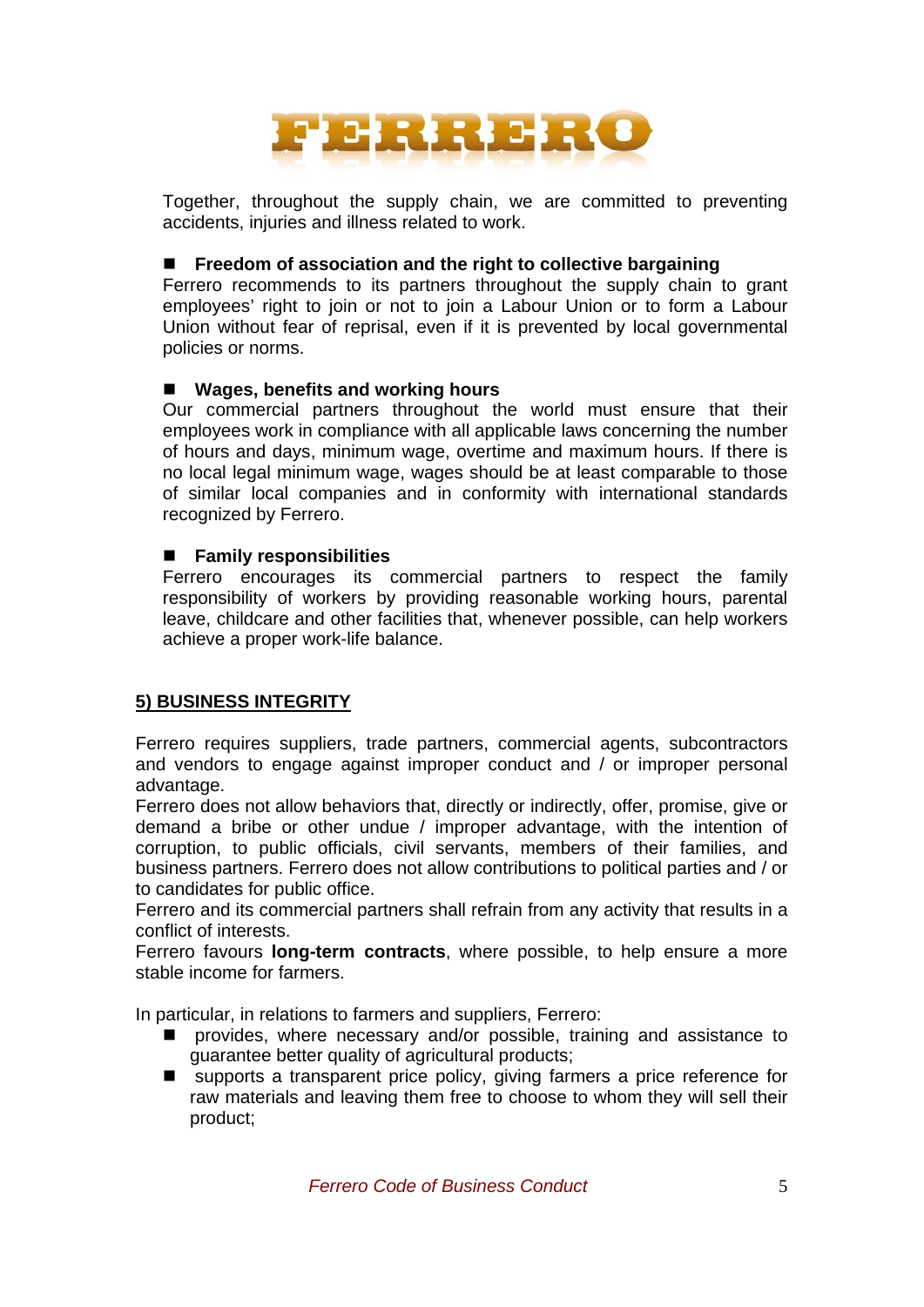Together, throughout the supply chain, we are committed to preventing accidents, injuries and illness related to work.

- **Freedom of association and the right to collective bargaining**

Ferrero recommends to its partners throughout the supply chain to grant employees' right to join or not to join a Labour Union or to form a Labour Union without fear of reprisal, even if it is prevented by local governmental policies or norms.

- **Wages, benefits and working hours**

Our commercial partners throughout the world must ensure that their employees work in compliance with all applicable laws concerning the number of hours and days, minimum wage, overtime and maximum hours. If there is no local legal minimum wage, wages should be at least comparable to those of similar local companies and in conformity with international standards recognized by Ferrero.

- **Family responsibilities**

Ferrero encourages its commercial partners to respect the family responsibility of workers by providing reasonable working hours, parental leave, childcare and other facilities that, whenever possible, can help workers achieve a proper work-life balance.

## 5) BUSINESS INTEGRITY

Ferrero requires suppliers, trade partners, commercial agents, subcontractors and vendors to engage against improper conduct and / or improper personal advantage.

Ferrero does not allow behaviors that, directly or indirectly, offer, promise, give or demand a bribe or other undue / improper advantage, with the intention of corruption, to public officials, civil servants, members of their families, and business partners. Ferrero does not allow contributions to political parties and / or to candidates for public office.

Ferrero and its commercial partners shall refrain from any activity that results in a conflict of interests.

Ferrero favours **long-term contracts**, where possible, to help ensure a more stable income for farmers.

In particular, in relations to farmers and suppliers, Ferrero:

- provides, where necessary and/or possible, training and assistance to guarantee better quality of agricultural products;
- supports a transparent price policy, giving farmers a price reference for raw materials and leaving them free to choose to whom they will sell their product;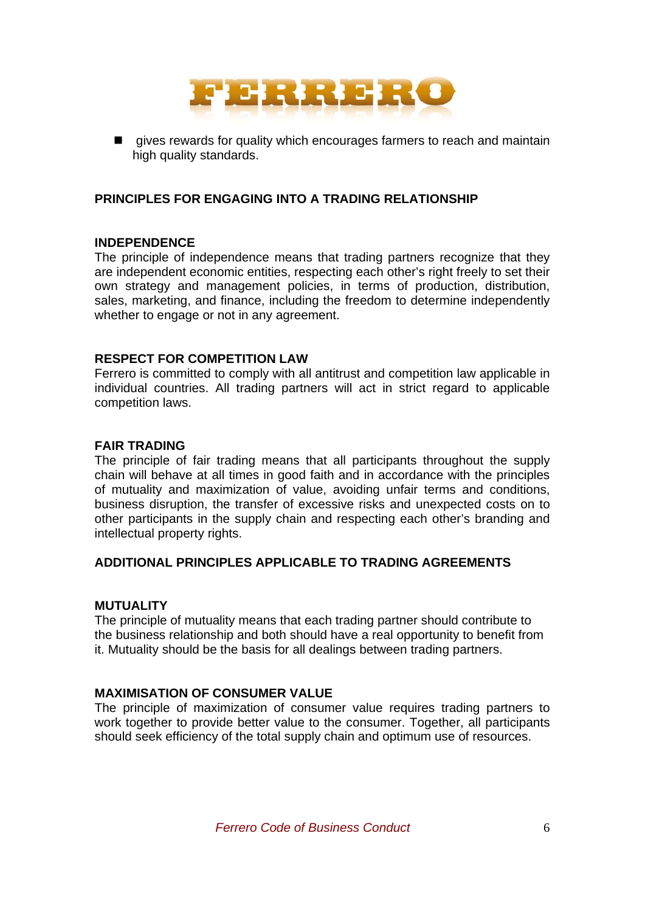- gives rewards for quality which encourages farmers to reach and maintain high quality standards.

## PRINCIPLES FOR ENGAGING INTO A TRADING RELATIONSHIP

### INDEPENDENCE

The principle of independence means that trading partners recognize that they are independent economic entities, respecting each other's right freely to set their own strategy and management policies, in terms of production, distribution, sales, marketing, and finance, including the freedom to determine independently whether to engage or not in any agreement.

### RESPECT FOR COMPETITION LAW

Ferrero is committed to comply with all antitrust and competition law applicable in individual countries. All trading partners will act in strict regard to applicable competition laws.

### FAIR TRADING

The principle of fair trading means that all participants throughout the supply chain will behave at all times in good faith and in accordance with the principles of mutuality and maximization of value, avoiding unfair terms and conditions, business disruption, the transfer of excessive risks and unexpected costs on to other participants in the supply chain and respecting each other's branding and intellectual property rights.

## ADDITIONAL PRINCIPLES APPLICABLE TO TRADING AGREEMENTS

### MUTUALITY

The principle of mutuality means that each trading partner should contribute to the business relationship and both should have a real opportunity to benefit from it. Mutuality should be the basis for all dealings between trading partners.

### MAXIMISATION OF CONSUMER VALUE

The principle of maximization of consumer value requires trading partners to work together to provide better value to the consumer. Together, all participants should seek efficiency of the total supply chain and optimum use of resources.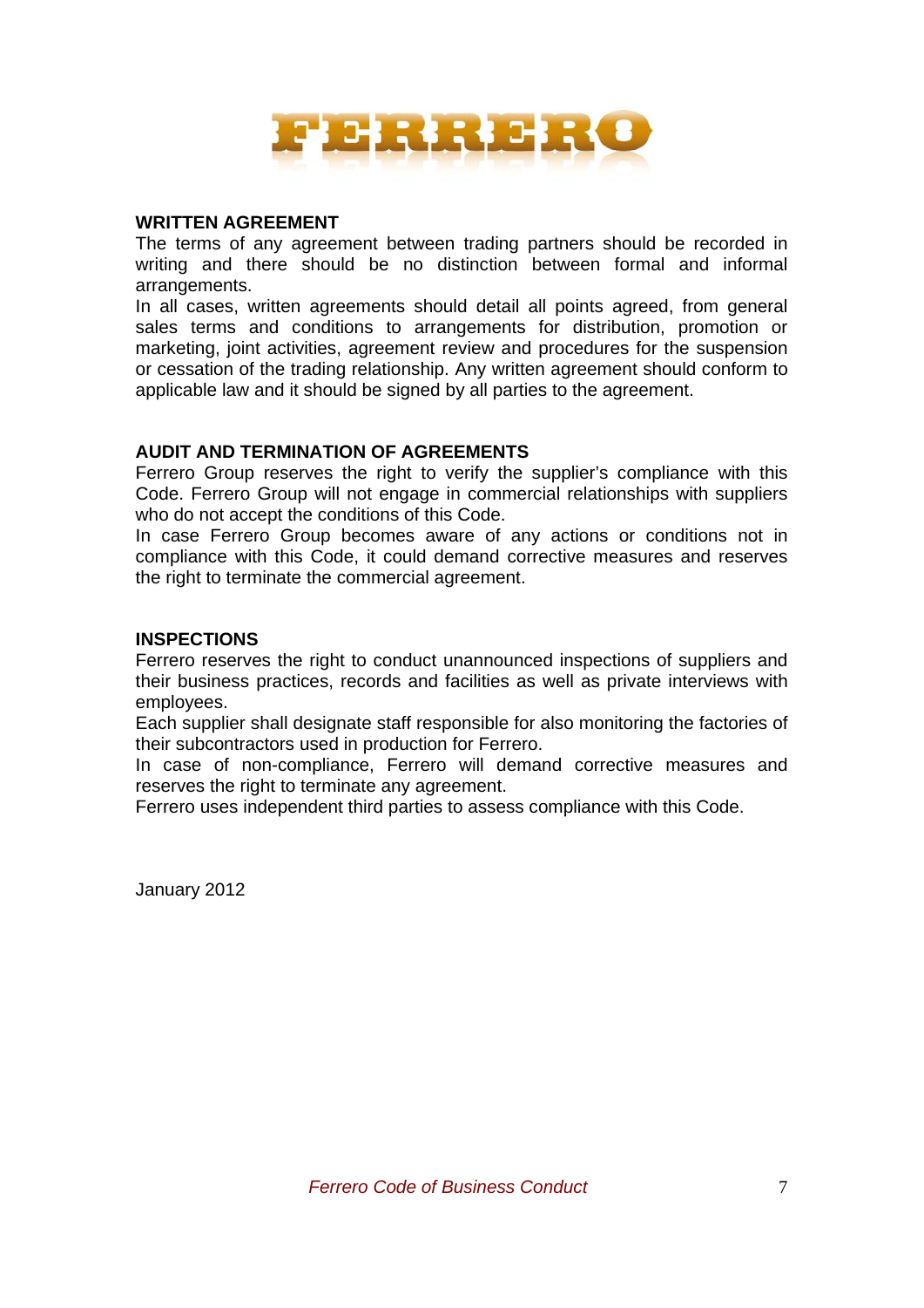## WRITTEN AGREEMENT

The terms of any agreement between trading partners should be recorded in writing and there should be no distinction between formal and informal arrangements.

In all cases, written agreements should detail all points agreed, from general sales terms and conditions to arrangements for distribution, promotion or marketing, joint activities, agreement review and procedures for the suspension or cessation of the trading relationship. Any written agreement should conform to applicable law and it should be signed by all parties to the agreement.

## AUDIT AND TERMINATION OF AGREEMENTS

Ferrero Group reserves the right to verify the supplier's compliance with this Code. Ferrero Group will not engage in commercial relationships with suppliers who do not accept the conditions of this Code.

In case Ferrero Group becomes aware of any actions or conditions not in compliance with this Code, it could demand corrective measures and reserves the right to terminate the commercial agreement.

## INSPECTIONS

Ferrero reserves the right to conduct unannounced inspections of suppliers and their business practices, records and facilities as well as private interviews with employees.

Each supplier shall designate staff responsible for also monitoring the factories of their subcontractors used in production for Ferrero.

In case of non-compliance, Ferrero will demand corrective measures and reserves the right to terminate any agreement.

Ferrero uses independent third parties to assess compliance with this Code.

January 2012